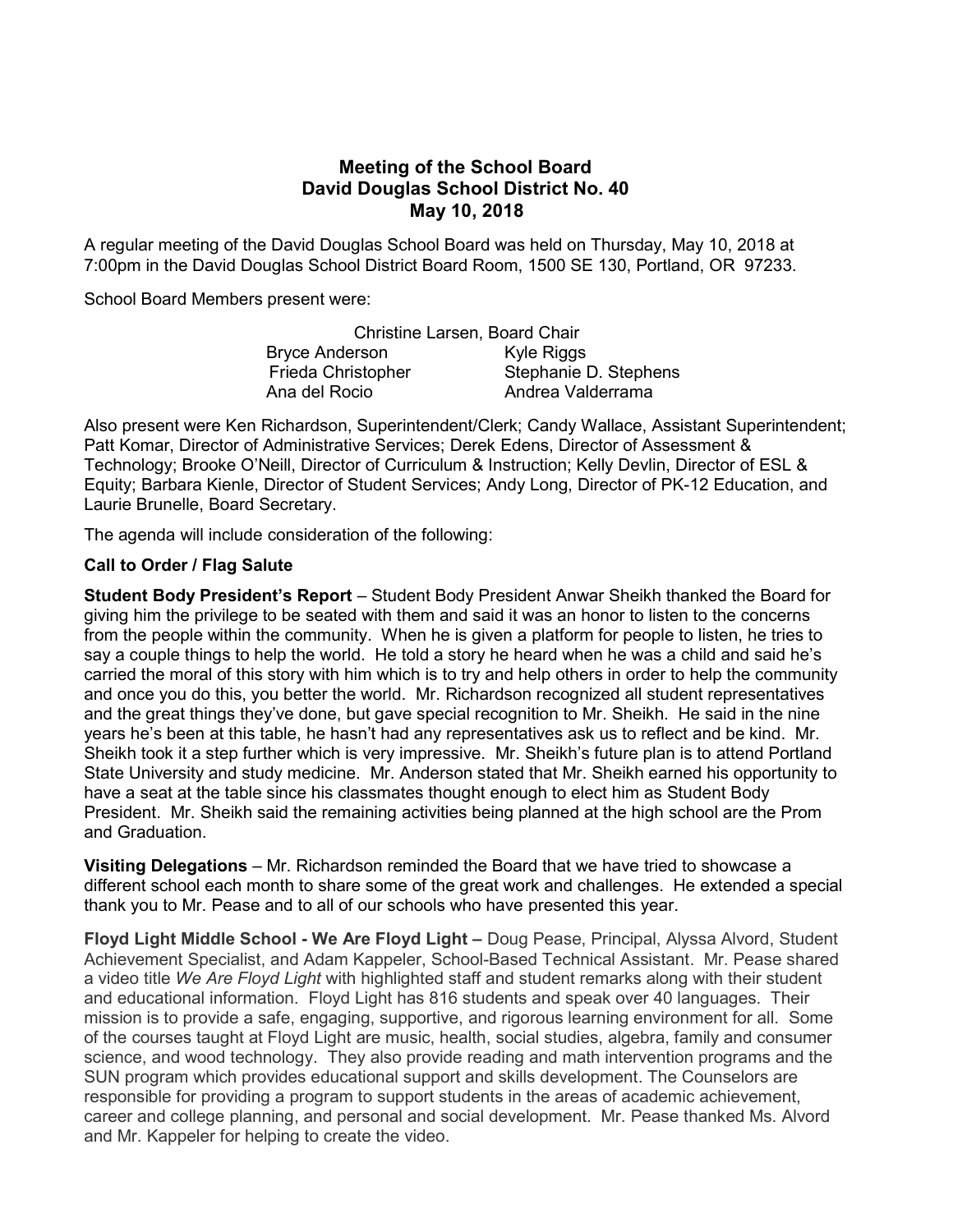# Meeting of the School Board
## David Douglas School District No. 40
## May 10, 2018

A regular meeting of the David Douglas School Board was held on Thursday, May 10, 2018 at 7:00pm in the David Douglas School District Board Room, 1500 SE 130, Portland, OR 97233.

School Board Members present were:

Christine Larsen, Board Chair

| | |
|---|---|
| Bryce Anderson | Kyle Riggs |
| Frieda Christopher | Stephanie D. Stephens |
| Ana del Rocio | Andrea Valderrama |

Also present were Ken Richardson, Superintendent/Clerk; Candy Wallace, Assistant Superintendent; Patt Komar, Director of Administrative Services; Derek Edens, Director of Assessment & Technology; Brooke O'Neill, Director of Curriculum & Instruction; Kelly Devlin, Director of ESL & Equity; Barbara Kienle, Director of Student Services; Andy Long, Director of PK-12 Education, and Laurie Brunelle, Board Secretary.

The agenda will include consideration of the following:

**Call to Order / Flag Salute**

**Student Body President's Report** – Student Body President Anwar Sheikh thanked the Board for giving him the privilege to be seated with them and said it was an honor to listen to the concerns from the people within the community. When he is given a platform for people to listen, he tries to say a couple things to help the world. He told a story he heard when he was a child and said he's carried the moral of this story with him which is to try and help others in order to help the community and once you do this, you better the world. Mr. Richardson recognized all student representatives and the great things they've done, but gave special recognition to Mr. Sheikh. He said in the nine years he's been at this table, he hasn't had any representatives ask us to reflect and be kind. Mr. Sheikh took it a step further which is very impressive. Mr. Sheikh's future plan is to attend Portland State University and study medicine. Mr. Anderson stated that Mr. Sheikh earned his opportunity to have a seat at the table since his classmates thought enough to elect him as Student Body President. Mr. Sheikh said the remaining activities being planned at the high school are the Prom and Graduation.

**Visiting Delegations** – Mr. Richardson reminded the Board that we have tried to showcase a different school each month to share some of the great work and challenges. He extended a special thank you to Mr. Pease and to all of our schools who have presented this year.

**Floyd Light Middle School - We Are Floyd Light –** Doug Pease, Principal, Alyssa Alvord, Student Achievement Specialist, and Adam Kappeler, School-Based Technical Assistant. Mr. Pease shared a video title *We Are Floyd Light* with highlighted staff and student remarks along with their student and educational information. Floyd Light has 816 students and speak over 40 languages. Their mission is to provide a safe, engaging, supportive, and rigorous learning environment for all. Some of the courses taught at Floyd Light are music, health, social studies, algebra, family and consumer science, and wood technology. They also provide reading and math intervention programs and the SUN program which provides educational support and skills development. The Counselors are responsible for providing a program to support students in the areas of academic achievement, career and college planning, and personal and social development. Mr. Pease thanked Ms. Alvord and Mr. Kappeler for helping to create the video.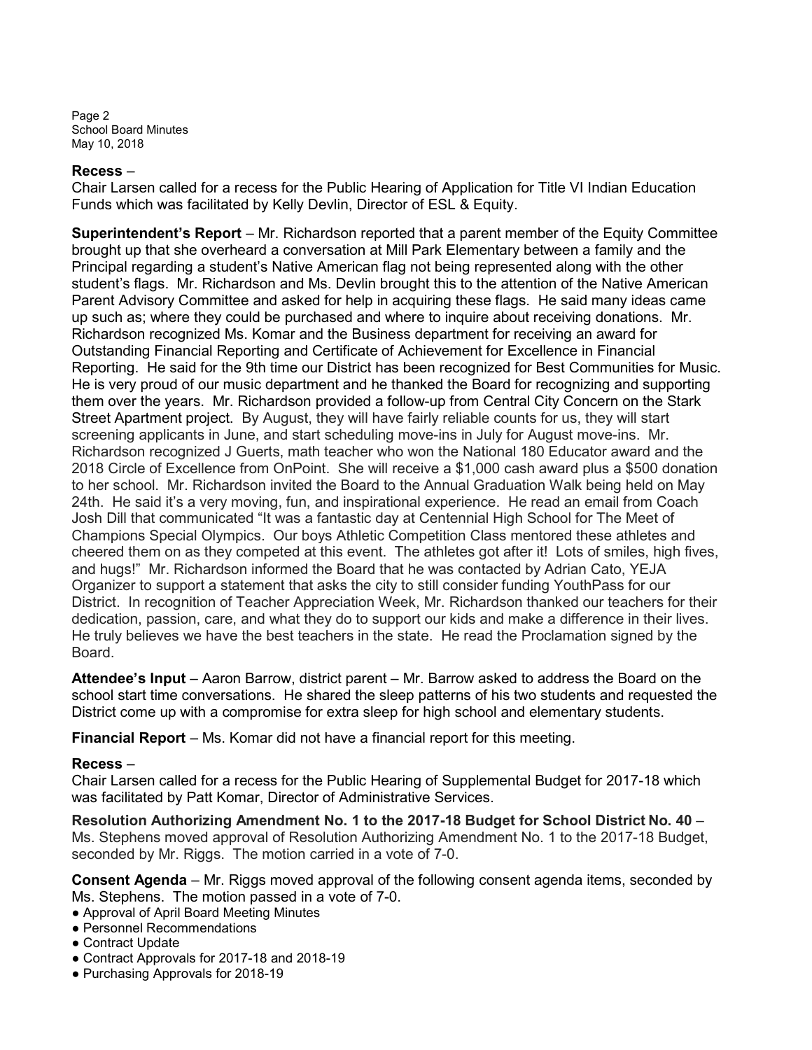**Recess** –
Chair Larsen called for a recess for the Public Hearing of Application for Title VI Indian Education Funds which was facilitated by Kelly Devlin, Director of ESL & Equity.

**Superintendent's Report** – Mr. Richardson reported that a parent member of the Equity Committee brought up that she overheard a conversation at Mill Park Elementary between a family and the Principal regarding a student's Native American flag not being represented along with the other student's flags. Mr. Richardson and Ms. Devlin brought this to the attention of the Native American Parent Advisory Committee and asked for help in acquiring these flags. He said many ideas came up such as; where they could be purchased and where to inquire about receiving donations. Mr. Richardson recognized Ms. Komar and the Business department for receiving an award for Outstanding Financial Reporting and Certificate of Achievement for Excellence in Financial Reporting. He said for the 9th time our District has been recognized for Best Communities for Music. He is very proud of our music department and he thanked the Board for recognizing and supporting them over the years. Mr. Richardson provided a follow-up from Central City Concern on the Stark Street Apartment project. By August, they will have fairly reliable counts for us, they will start screening applicants in June, and start scheduling move-ins in July for August move-ins. Mr. Richardson recognized J Guerts, math teacher who won the National 180 Educator award and the 2018 Circle of Excellence from OnPoint. She will receive a $1,000 cash award plus a $500 donation to her school. Mr. Richardson invited the Board to the Annual Graduation Walk being held on May 24th. He said it's a very moving, fun, and inspirational experience. He read an email from Coach Josh Dill that communicated "It was a fantastic day at Centennial High School for The Meet of Champions Special Olympics. Our boys Athletic Competition Class mentored these athletes and cheered them on as they competed at this event. The athletes got after it! Lots of smiles, high fives, and hugs!" Mr. Richardson informed the Board that he was contacted by Adrian Cato, YEJA Organizer to support a statement that asks the city to still consider funding YouthPass for our District. In recognition of Teacher Appreciation Week, Mr. Richardson thanked our teachers for their dedication, passion, care, and what they do to support our kids and make a difference in their lives. He truly believes we have the best teachers in the state. He read the Proclamation signed by the Board.

**Attendee's Input** – Aaron Barrow, district parent – Mr. Barrow asked to address the Board on the school start time conversations. He shared the sleep patterns of his two students and requested the District come up with a compromise for extra sleep for high school and elementary students.

**Financial Report** – Ms. Komar did not have a financial report for this meeting.

**Recess** –
Chair Larsen called for a recess for the Public Hearing of Supplemental Budget for 2017-18 which was facilitated by Patt Komar, Director of Administrative Services.

**Resolution Authorizing Amendment No. 1 to the 2017-18 Budget for School District No. 40** – Ms. Stephens moved approval of Resolution Authorizing Amendment No. 1 to the 2017-18 Budget, seconded by Mr. Riggs. The motion carried in a vote of 7-0.

**Consent Agenda** – Mr. Riggs moved approval of the following consent agenda items, seconded by Ms. Stephens. The motion passed in a vote of 7-0.

- Approval of April Board Meeting Minutes
- Personnel Recommendations
- Contract Update
- Contract Approvals for 2017-18 and 2018-19
- Purchasing Approvals for 2018-19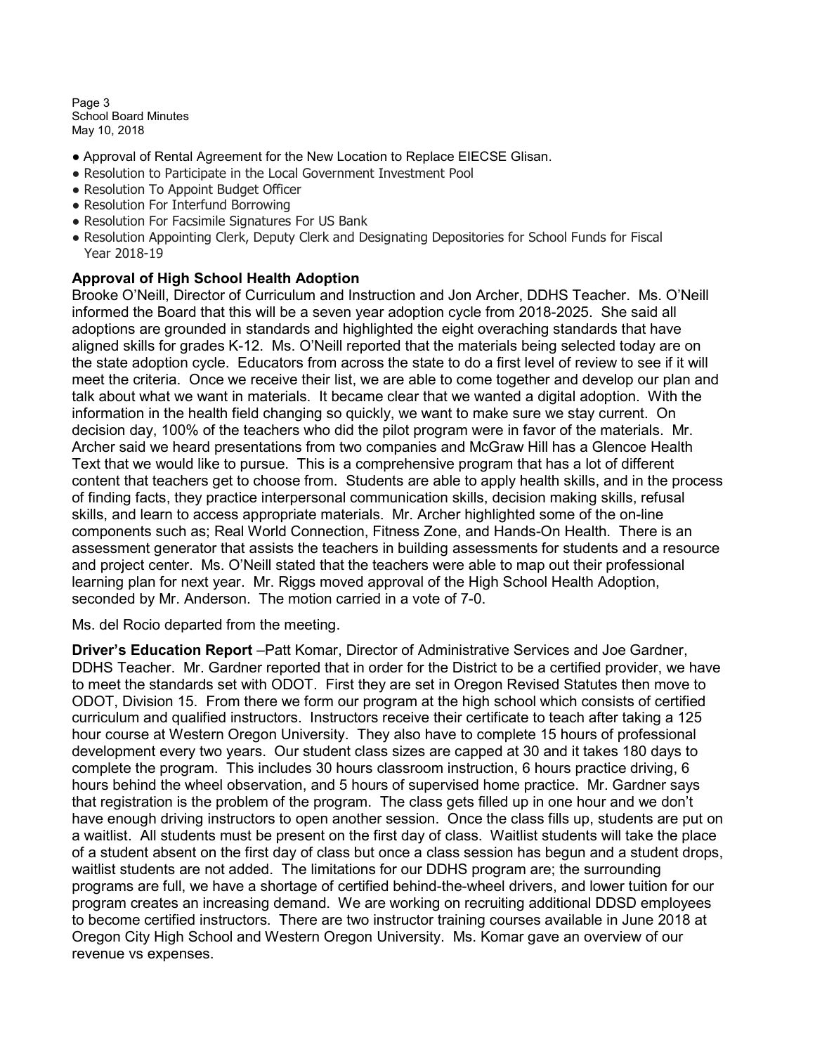- Approval of Rental Agreement for the New Location to Replace EIECSE Glisan.
- Resolution to Participate in the Local Government Investment Pool
- Resolution To Appoint Budget Officer
- Resolution For Interfund Borrowing
- Resolution For Facsimile Signatures For US Bank
- Resolution Appointing Clerk, Deputy Clerk and Designating Depositories for School Funds for Fiscal Year 2018-19

**Approval of High School Health Adoption**
Brooke O'Neill, Director of Curriculum and Instruction and Jon Archer, DDHS Teacher. Ms. O'Neill informed the Board that this will be a seven year adoption cycle from 2018-2025. She said all adoptions are grounded in standards and highlighted the eight overaching standards that have aligned skills for grades K-12. Ms. O'Neill reported that the materials being selected today are on the state adoption cycle. Educators from across the state to do a first level of review to see if it will meet the criteria. Once we receive their list, we are able to come together and develop our plan and talk about what we want in materials. It became clear that we wanted a digital adoption. With the information in the health field changing so quickly, we want to make sure we stay current. On decision day, 100% of the teachers who did the pilot program were in favor of the materials. Mr. Archer said we heard presentations from two companies and McGraw Hill has a Glencoe Health Text that we would like to pursue. This is a comprehensive program that has a lot of different content that teachers get to choose from. Students are able to apply health skills, and in the process of finding facts, they practice interpersonal communication skills, decision making skills, refusal skills, and learn to access appropriate materials. Mr. Archer highlighted some of the on-line components such as; Real World Connection, Fitness Zone, and Hands-On Health. There is an assessment generator that assists the teachers in building assessments for students and a resource and project center. Ms. O'Neill stated that the teachers were able to map out their professional learning plan for next year. Mr. Riggs moved approval of the High School Health Adoption, seconded by Mr. Anderson. The motion carried in a vote of 7-0.

Ms. del Rocio departed from the meeting.

**Driver's Education Report** –Patt Komar, Director of Administrative Services and Joe Gardner, DDHS Teacher. Mr. Gardner reported that in order for the District to be a certified provider, we have to meet the standards set with ODOT. First they are set in Oregon Revised Statutes then move to ODOT, Division 15. From there we form our program at the high school which consists of certified curriculum and qualified instructors. Instructors receive their certificate to teach after taking a 125 hour course at Western Oregon University. They also have to complete 15 hours of professional development every two years. Our student class sizes are capped at 30 and it takes 180 days to complete the program. This includes 30 hours classroom instruction, 6 hours practice driving, 6 hours behind the wheel observation, and 5 hours of supervised home practice. Mr. Gardner says that registration is the problem of the program. The class gets filled up in one hour and we don't have enough driving instructors to open another session. Once the class fills up, students are put on a waitlist. All students must be present on the first day of class. Waitlist students will take the place of a student absent on the first day of class but once a class session has begun and a student drops, waitlist students are not added. The limitations for our DDHS program are; the surrounding programs are full, we have a shortage of certified behind-the-wheel drivers, and lower tuition for our program creates an increasing demand. We are working on recruiting additional DDSD employees to become certified instructors. There are two instructor training courses available in June 2018 at Oregon City High School and Western Oregon University. Ms. Komar gave an overview of our revenue vs expenses.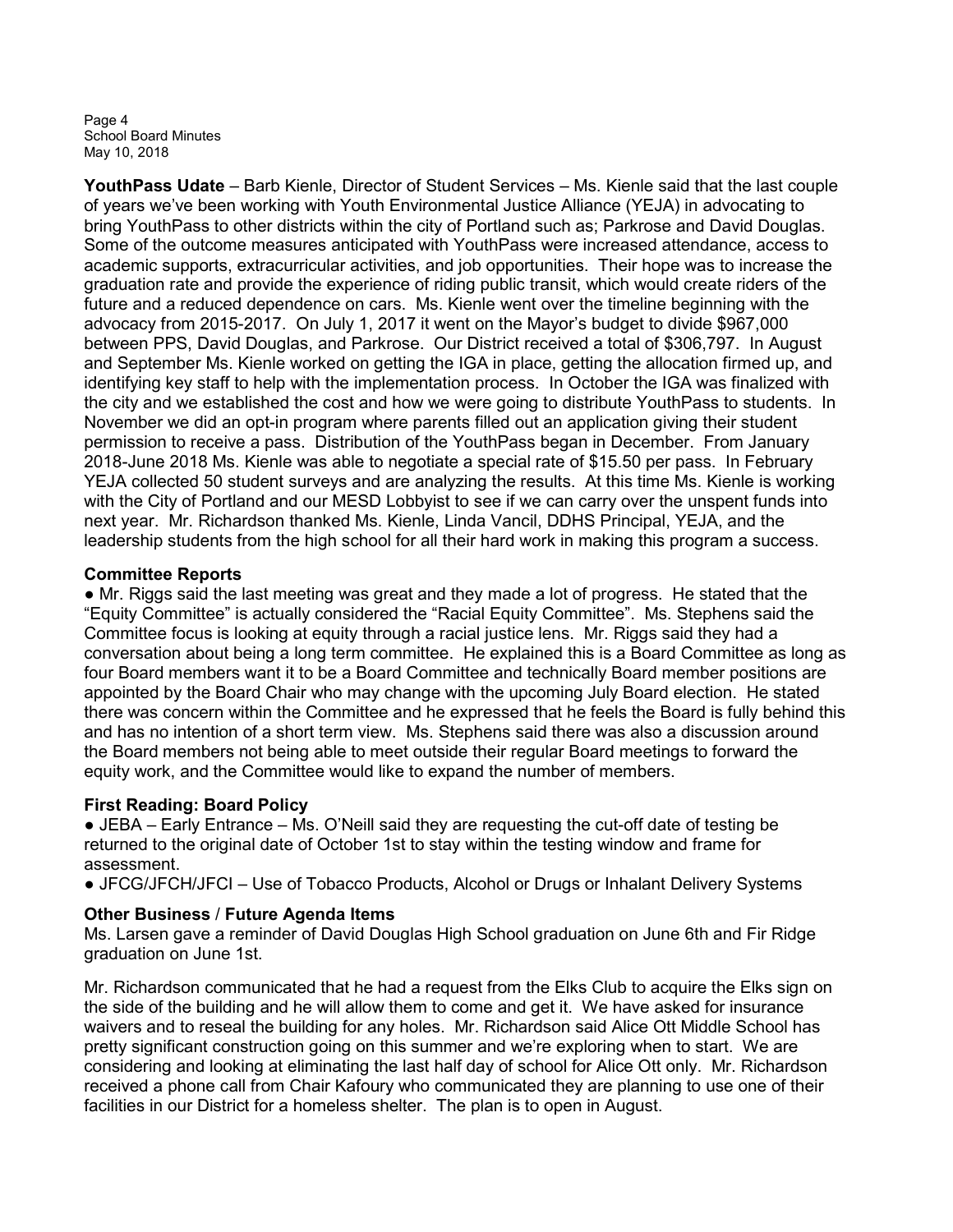**YouthPass Udate** – Barb Kienle, Director of Student Services – Ms. Kienle said that the last couple of years we've been working with Youth Environmental Justice Alliance (YEJA) in advocating to bring YouthPass to other districts within the city of Portland such as; Parkrose and David Douglas. Some of the outcome measures anticipated with YouthPass were increased attendance, access to academic supports, extracurricular activities, and job opportunities. Their hope was to increase the graduation rate and provide the experience of riding public transit, which would create riders of the future and a reduced dependence on cars. Ms. Kienle went over the timeline beginning with the advocacy from 2015-2017. On July 1, 2017 it went on the Mayor's budget to divide $967,000 between PPS, David Douglas, and Parkrose. Our District received a total of $306,797. In August and September Ms. Kienle worked on getting the IGA in place, getting the allocation firmed up, and identifying key staff to help with the implementation process. In October the IGA was finalized with the city and we established the cost and how we were going to distribute YouthPass to students. In November we did an opt-in program where parents filled out an application giving their student permission to receive a pass. Distribution of the YouthPass began in December. From January 2018-June 2018 Ms. Kienle was able to negotiate a special rate of $15.50 per pass. In February YEJA collected 50 student surveys and are analyzing the results. At this time Ms. Kienle is working with the City of Portland and our MESD Lobbyist to see if we can carry over the unspent funds into next year. Mr. Richardson thanked Ms. Kienle, Linda Vancil, DDHS Principal, YEJA, and the leadership students from the high school for all their hard work in making this program a success.

**Committee Reports**

- Mr. Riggs said the last meeting was great and they made a lot of progress. He stated that the "Equity Committee" is actually considered the "Racial Equity Committee". Ms. Stephens said the Committee focus is looking at equity through a racial justice lens. Mr. Riggs said they had a conversation about being a long term committee. He explained this is a Board Committee as long as four Board members want it to be a Board Committee and technically Board member positions are appointed by the Board Chair who may change with the upcoming July Board election. He stated there was concern within the Committee and he expressed that he feels the Board is fully behind this and has no intention of a short term view. Ms. Stephens said there was also a discussion around the Board members not being able to meet outside their regular Board meetings to forward the equity work, and the Committee would like to expand the number of members.

**First Reading: Board Policy**

- JEBA – Early Entrance – Ms. O'Neill said they are requesting the cut-off date of testing be returned to the original date of October 1st to stay within the testing window and frame for assessment.
- JFCG/JFCH/JFCI – Use of Tobacco Products, Alcohol or Drugs or Inhalant Delivery Systems

**Other Business / Future Agenda Items**

Ms. Larsen gave a reminder of David Douglas High School graduation on June 6th and Fir Ridge graduation on June 1st.

Mr. Richardson communicated that he had a request from the Elks Club to acquire the Elks sign on the side of the building and he will allow them to come and get it. We have asked for insurance waivers and to reseal the building for any holes. Mr. Richardson said Alice Ott Middle School has pretty significant construction going on this summer and we're exploring when to start. We are considering and looking at eliminating the last half day of school for Alice Ott only. Mr. Richardson received a phone call from Chair Kafoury who communicated they are planning to use one of their facilities in our District for a homeless shelter. The plan is to open in August.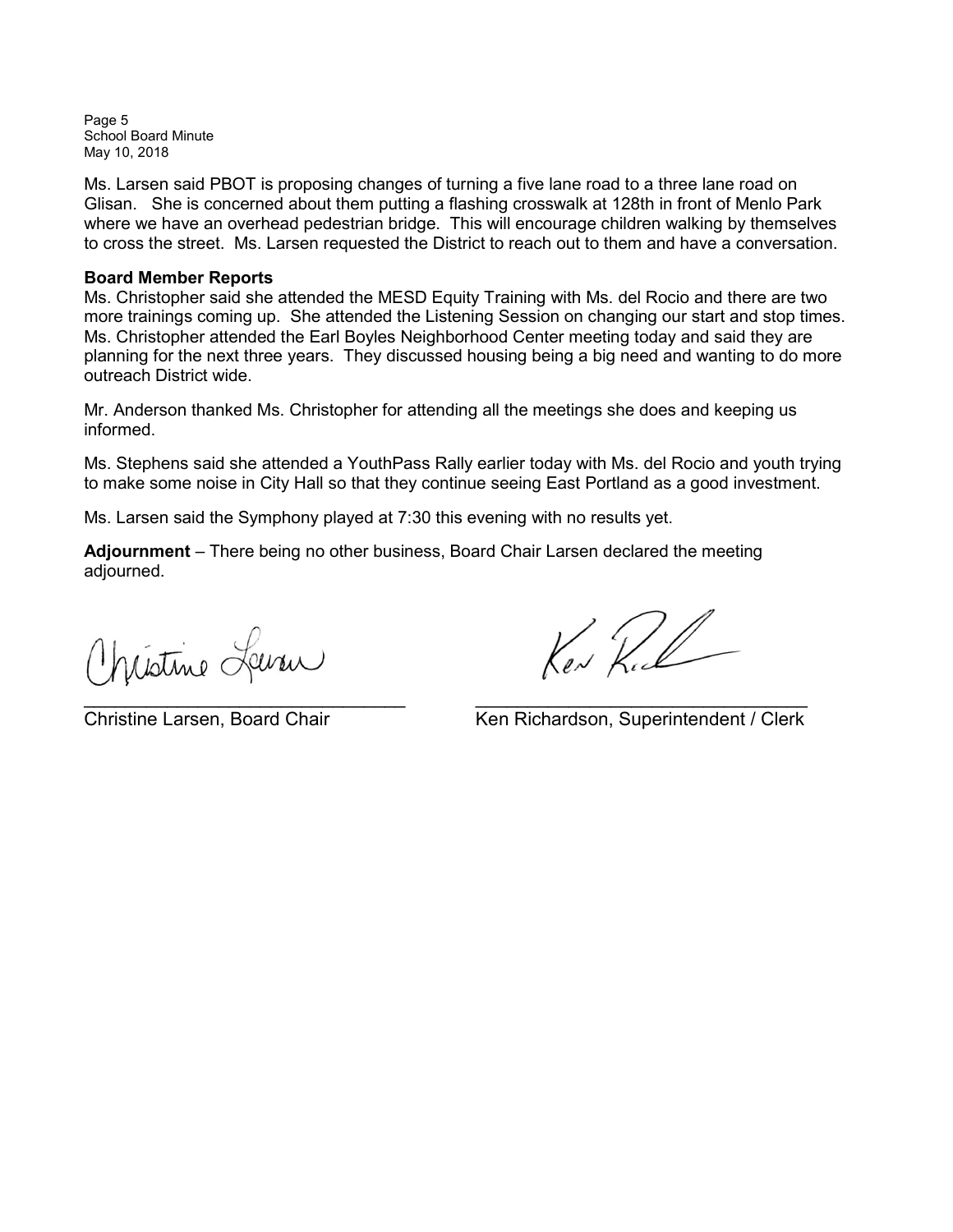Ms. Larsen said PBOT is proposing changes of turning a five lane road to a three lane road on Glisan. She is concerned about them putting a flashing crosswalk at 128th in front of Menlo Park where we have an overhead pedestrian bridge. This will encourage children walking by themselves to cross the street. Ms. Larsen requested the District to reach out to them and have a conversation.

**Board Member Reports**
Ms. Christopher said she attended the MESD Equity Training with Ms. del Rocio and there are two more trainings coming up. She attended the Listening Session on changing our start and stop times. Ms. Christopher attended the Earl Boyles Neighborhood Center meeting today and said they are planning for the next three years. They discussed housing being a big need and wanting to do more outreach District wide.

Mr. Anderson thanked Ms. Christopher for attending all the meetings she does and keeping us informed.

Ms. Stephens said she attended a YouthPass Rally earlier today with Ms. del Rocio and youth trying to make some noise in City Hall so that they continue seeing East Portland as a good investment.

Ms. Larsen said the Symphony played at 7:30 this evening with no results yet.

**Adjournment** – There being no other business, Board Chair Larsen declared the meeting adjourned.

Christine Larsen, Board Chair

Ken Richardson, Superintendent / Clerk